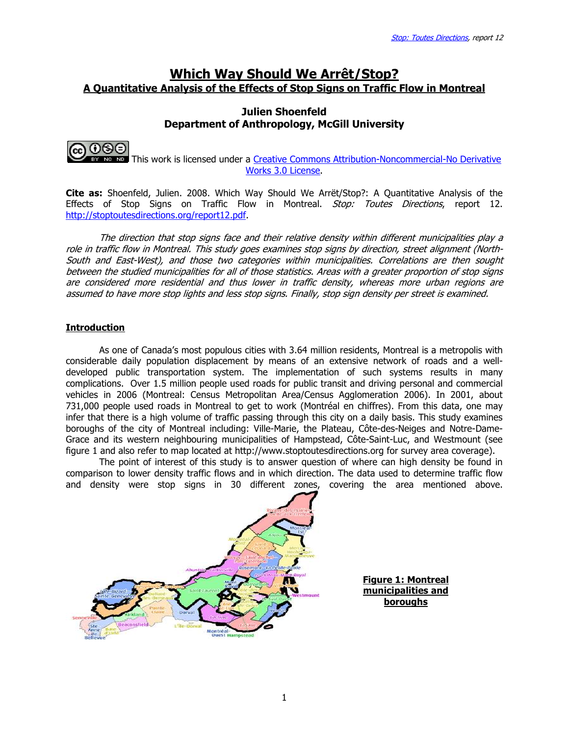# Which Way Should We Arrêt/Stop?

## A Quantitative Analysis of the Effects of Stop Signs on Traffic Flow in Montreal

**Julien Shoenfeld**
**Department of Anthropology, McGill University**

This work is licensed under a Creative Commons Attribution-Noncommercial-No Derivative Works 3.0 License.

**Cite as:** Shoenfeld, Julien. 2008. Which Way Should We Arrêt/Stop?: A Quantitative Analysis of the Effects of Stop Signs on Traffic Flow in Montreal. *Stop: Toutes Directions*, report 12. http://stoptoutesdirections.org/report12.pdf.

*The direction that stop signs face and their relative density within different municipalities play a role in traffic flow in Montreal. This study goes examines stop signs by direction, street alignment (North-South and East-West), and those two categories within municipalities. Correlations are then sought between the studied municipalities for all of those statistics. Areas with a greater proportion of stop signs are considered more residential and thus lower in traffic density, whereas more urban regions are assumed to have more stop lights and less stop signs. Finally, stop sign density per street is examined.*

### Introduction

As one of Canada's most populous cities with 3.64 million residents, Montreal is a metropolis with considerable daily population displacement by means of an extensive network of roads and a well-developed public transportation system. The implementation of such systems results in many complications. Over 1.5 million people used roads for public transit and driving personal and commercial vehicles in 2006 (Montreal: Census Metropolitan Area/Census Agglomeration 2006). In 2001, about 731,000 people used roads in Montreal to get to work (Montréal en chiffres). From this data, one may infer that there is a high volume of traffic passing through this city on a daily basis. This study examines boroughs of the city of Montreal including: Ville-Marie, the Plateau, Côte-des-Neiges and Notre-Dame-Grace and its western neighbouring municipalities of Hampstead, Côte-Saint-Luc, and Westmount (see figure 1 and also refer to map located at http://www.stoptoutesdirections.org for survey area coverage).

The point of interest of this study is to answer question of where can high density be found in comparison to lower density traffic flows and in which direction. The data used to determine traffic flow and density were stop signs in 30 different zones, covering the area mentioned above.

**Figure 1: Montreal municipalities and boroughs**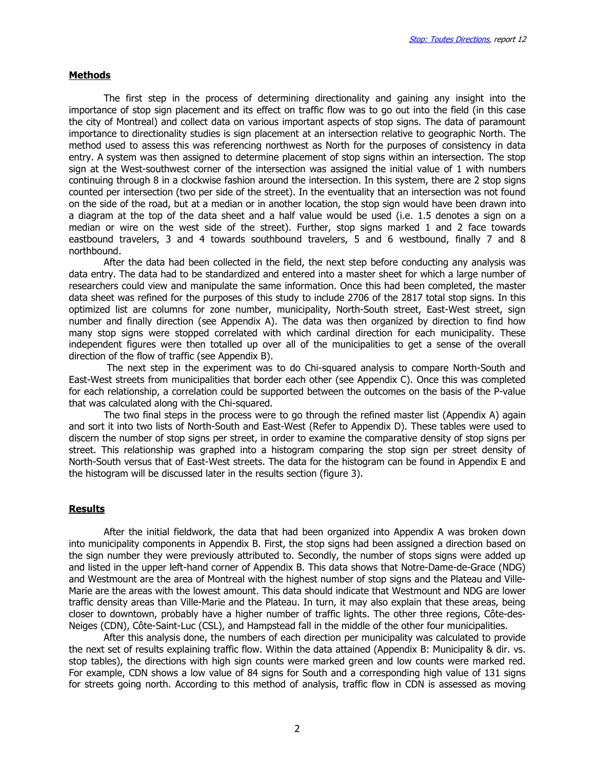## Methods

The first step in the process of determining directionality and gaining any insight into the importance of stop sign placement and its effect on traffic flow was to go out into the field (in this case the city of Montreal) and collect data on various important aspects of stop signs. The data of paramount importance to directionality studies is sign placement at an intersection relative to geographic North. The method used to assess this was referencing northwest as North for the purposes of consistency in data entry. A system was then assigned to determine placement of stop signs within an intersection. The stop sign at the West-southwest corner of the intersection was assigned the initial value of 1 with numbers continuing through 8 in a clockwise fashion around the intersection. In this system, there are 2 stop signs counted per intersection (two per side of the street). In the eventuality that an intersection was not found on the side of the road, but at a median or in another location, the stop sign would have been drawn into a diagram at the top of the data sheet and a half value would be used (i.e. 1.5 denotes a sign on a median or wire on the west side of the street). Further, stop signs marked 1 and 2 face towards eastbound travelers, 3 and 4 towards southbound travelers, 5 and 6 westbound, finally 7 and 8 northbound.

After the data had been collected in the field, the next step before conducting any analysis was data entry. The data had to be standardized and entered into a master sheet for which a large number of researchers could view and manipulate the same information. Once this had been completed, the master data sheet was refined for the purposes of this study to include 2706 of the 2817 total stop signs. In this optimized list are columns for zone number, municipality, North-South street, East-West street, sign number and finally direction (see Appendix A). The data was then organized by direction to find how many stop signs were stopped correlated with which cardinal direction for each municipality. These independent figures were then totalled up over all of the municipalities to get a sense of the overall direction of the flow of traffic (see Appendix B).

The next step in the experiment was to do Chi-squared analysis to compare North-South and East-West streets from municipalities that border each other (see Appendix C). Once this was completed for each relationship, a correlation could be supported between the outcomes on the basis of the P-value that was calculated along with the Chi-squared.

The two final steps in the process were to go through the refined master list (Appendix A) again and sort it into two lists of North-South and East-West (Refer to Appendix D). These tables were used to discern the number of stop signs per street, in order to examine the comparative density of stop signs per street. This relationship was graphed into a histogram comparing the stop sign per street density of North-South versus that of East-West streets. The data for the histogram can be found in Appendix E and the histogram will be discussed later in the results section (figure 3).

## Results

After the initial fieldwork, the data that had been organized into Appendix A was broken down into municipality components in Appendix B. First, the stop signs had been assigned a direction based on the sign number they were previously attributed to. Secondly, the number of stops signs were added up and listed in the upper left-hand corner of Appendix B. This data shows that Notre-Dame-de-Grace (NDG) and Westmount are the area of Montreal with the highest number of stop signs and the Plateau and Ville-Marie are the areas with the lowest amount. This data should indicate that Westmount and NDG are lower traffic density areas than Ville-Marie and the Plateau. In turn, it may also explain that these areas, being closer to downtown, probably have a higher number of traffic lights. The other three regions, Côte-des-Neiges (CDN), Côte-Saint-Luc (CSL), and Hampstead fall in the middle of the other four municipalities.

After this analysis done, the numbers of each direction per municipality was calculated to provide the next set of results explaining traffic flow. Within the data attained (Appendix B: Municipality & dir. vs. stop tables), the directions with high sign counts were marked green and low counts were marked red. For example, CDN shows a low value of 84 signs for South and a corresponding high value of 131 signs for streets going north. According to this method of analysis, traffic flow in CDN is assessed as moving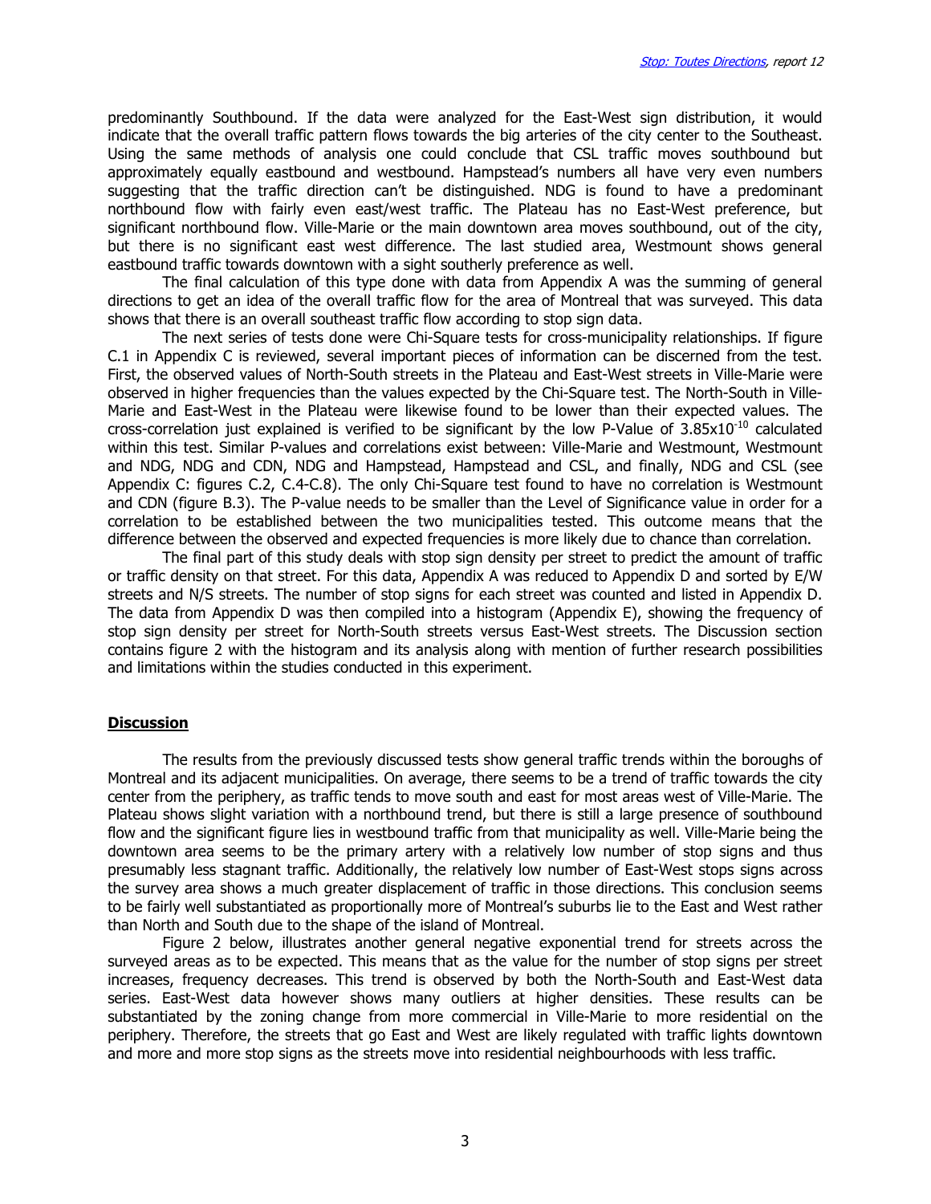predominantly Southbound. If the data were analyzed for the East-West sign distribution, it would indicate that the overall traffic pattern flows towards the big arteries of the city center to the Southeast. Using the same methods of analysis one could conclude that CSL traffic moves southbound but approximately equally eastbound and westbound. Hampstead's numbers all have very even numbers suggesting that the traffic direction can't be distinguished. NDG is found to have a predominant northbound flow with fairly even east/west traffic. The Plateau has no East-West preference, but significant northbound flow. Ville-Marie or the main downtown area moves southbound, out of the city, but there is no significant east west difference. The last studied area, Westmount shows general eastbound traffic towards downtown with a sight southerly preference as well.

The final calculation of this type done with data from Appendix A was the summing of general directions to get an idea of the overall traffic flow for the area of Montreal that was surveyed. This data shows that there is an overall southeast traffic flow according to stop sign data.

The next series of tests done were Chi-Square tests for cross-municipality relationships. If figure C.1 in Appendix C is reviewed, several important pieces of information can be discerned from the test. First, the observed values of North-South streets in the Plateau and East-West streets in Ville-Marie were observed in higher frequencies than the values expected by the Chi-Square test. The North-South in Ville-Marie and East-West in the Plateau were likewise found to be lower than their expected values. The cross-correlation just explained is verified to be significant by the low P-Value of $3.85 \times 10^{-10}$ calculated within this test. Similar P-values and correlations exist between: Ville-Marie and Westmount, Westmount and NDG, NDG and CDN, NDG and Hampstead, Hampstead and CSL, and finally, NDG and CSL (see Appendix C: figures C.2, C.4-C.8). The only Chi-Square test found to have no correlation is Westmount and CDN (figure B.3). The P-value needs to be smaller than the Level of Significance value in order for a correlation to be established between the two municipalities tested. This outcome means that the difference between the observed and expected frequencies is more likely due to chance than correlation.

The final part of this study deals with stop sign density per street to predict the amount of traffic or traffic density on that street. For this data, Appendix A was reduced to Appendix D and sorted by E/W streets and N/S streets. The number of stop signs for each street was counted and listed in Appendix D. The data from Appendix D was then compiled into a histogram (Appendix E), showing the frequency of stop sign density per street for North-South streets versus East-West streets. The Discussion section contains figure 2 with the histogram and its analysis along with mention of further research possibilities and limitations within the studies conducted in this experiment.

## Discussion

The results from the previously discussed tests show general traffic trends within the boroughs of Montreal and its adjacent municipalities. On average, there seems to be a trend of traffic towards the city center from the periphery, as traffic tends to move south and east for most areas west of Ville-Marie. The Plateau shows slight variation with a northbound trend, but there is still a large presence of southbound flow and the significant figure lies in westbound traffic from that municipality as well. Ville-Marie being the downtown area seems to be the primary artery with a relatively low number of stop signs and thus presumably less stagnant traffic. Additionally, the relatively low number of East-West stops signs across the survey area shows a much greater displacement of traffic in those directions. This conclusion seems to be fairly well substantiated as proportionally more of Montreal's suburbs lie to the East and West rather than North and South due to the shape of the island of Montreal.

Figure 2 below, illustrates another general negative exponential trend for streets across the surveyed areas as to be expected. This means that as the value for the number of stop signs per street increases, frequency decreases. This trend is observed by both the North-South and East-West data series. East-West data however shows many outliers at higher densities. These results can be substantiated by the zoning change from more commercial in Ville-Marie to more residential on the periphery. Therefore, the streets that go East and West are likely regulated with traffic lights downtown and more and more stop signs as the streets move into residential neighbourhoods with less traffic.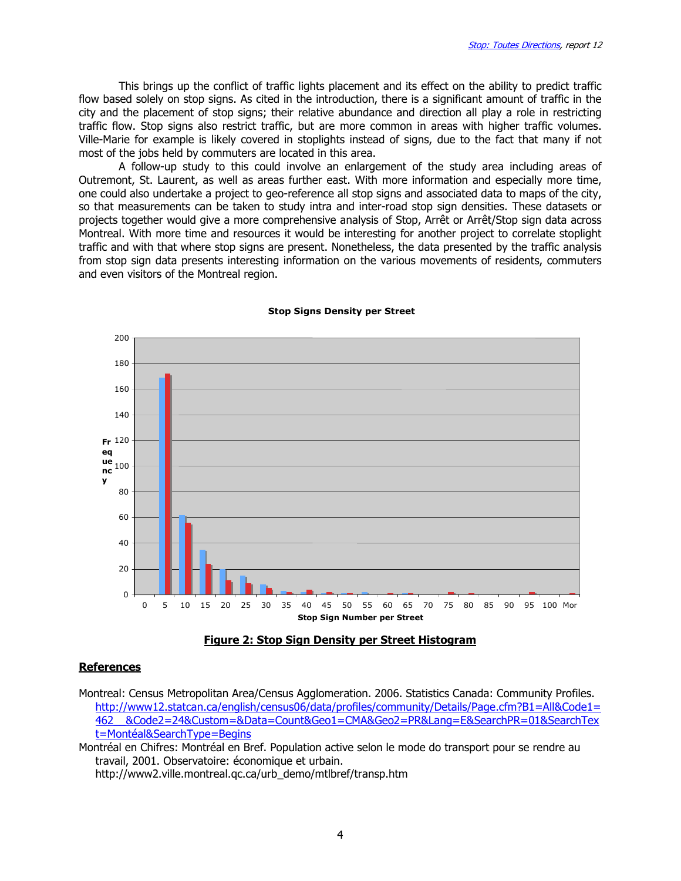This brings up the conflict of traffic lights placement and its effect on the ability to predict traffic flow based solely on stop signs. As cited in the introduction, there is a significant amount of traffic in the city and the placement of stop signs; their relative abundance and direction all play a role in restricting traffic flow. Stop signs also restrict traffic, but are more common in areas with higher traffic volumes. Ville-Marie for example is likely covered in stoplights instead of signs, due to the fact that many if not most of the jobs held by commuters are located in this area.

A follow-up study to this could involve an enlargement of the study area including areas of Outremont, St. Laurent, as well as areas further east. With more information and especially more time, one could also undertake a project to geo-reference all stop signs and associated data to maps of the city, so that measurements can be taken to study intra and inter-road stop sign densities. These datasets or projects together would give a more comprehensive analysis of Stop, Arrêt or Arrêt/Stop sign data across Montreal. With more time and resources it would be interesting for another project to correlate stoplight traffic and with that where stop signs are present. Nonetheless, the data presented by the traffic analysis from stop sign data presents interesting information on the various movements of residents, commuters and even visitors of the Montreal region.

**Stop Signs Density per Street**

Frequency

200
180
160
140
120
100
80
60
40
20
0

0 5 10 15 20 25 30 35 40 45 50 55 60 65 70 75 80 85 90 95 100 Mor

Stop Sign Number per Street

**Figure 2: Stop Sign Density per Street Histogram**

## References

Montreal: Census Metropolitan Area/Census Agglomeration. 2006. Statistics Canada: Community Profiles. http://www12.statcan.ca/english/census06/data/profiles/community/Details/Page.cfm?B1=All&Code1=462__&Code2=24&Custom=&Data=Count&Geo1=CMA&Geo2=PR&Lang=E&SearchPR=01&SearchText=Montéal&SearchType=Begins

Montréal en Chifres: Montréal en Bref. Population active selon le mode do transport pour se rendre au travail, 2001. Observatoire: économique et urbain. http://www2.ville.montreal.qc.ca/urb_demo/mtlbref/transp.htm